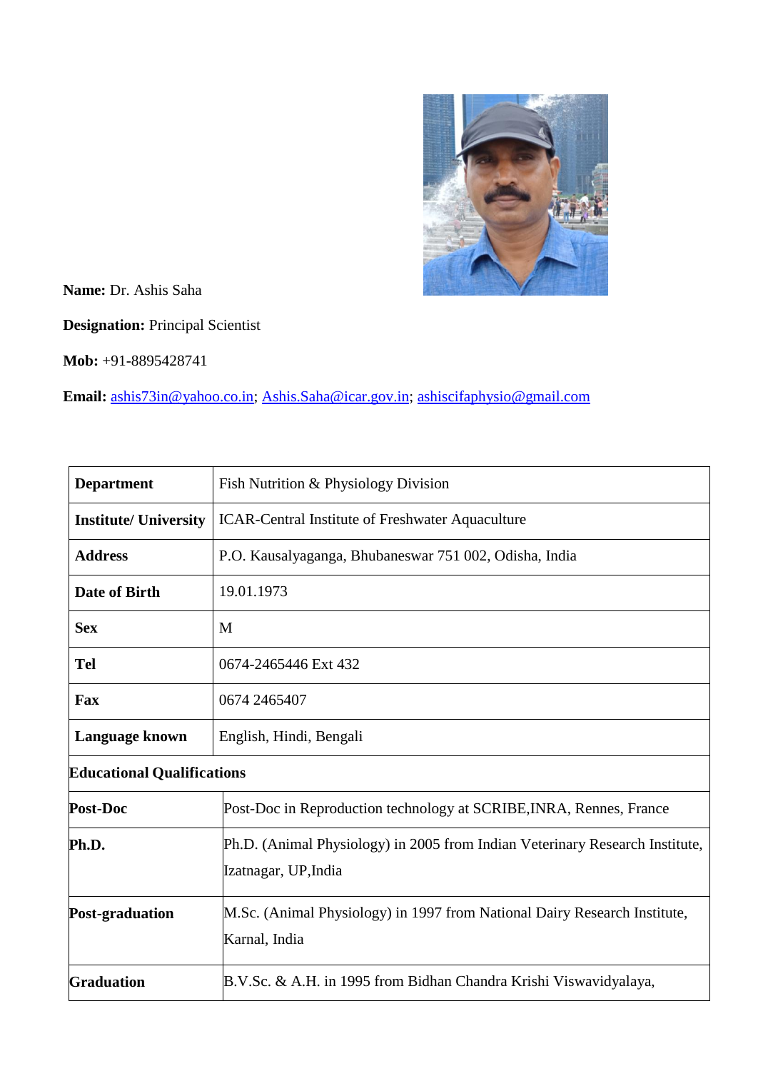**Name:** Dr. Ashis Saha

**Designation:** Principal Scientist

**Mob:** +91-8895428741

**Email:** ashis73in@yahoo.co.in; Ashis.Saha@icar.gov.in; ashiscifaphysio@gmail.com

| **Department** | Fish Nutrition & Physiology Division |
|---|---|
| **Institute/ University** | ICAR-Central Institute of Freshwater Aquaculture |
| **Address** | P.O. Kausalyaganga, Bhubaneswar 751 002, Odisha, India |
| **Date of Birth** | 19.01.1973 |
| **Sex** | M |
| **Tel** | 0674-2465446 Ext 432 |
| **Fax** | 0674 2465407 |
| **Language known** | English, Hindi, Bengali |
| **Educational Qualifications** | |
| **Post-Doc** | Post-Doc in Reproduction technology at SCRIBE,INRA, Rennes, France |
| **Ph.D.** | Ph.D. (Animal Physiology) in 2005 from Indian Veterinary Research Institute, Izatnagar, UP,India |
| **Post-graduation** | M.Sc. (Animal Physiology) in 1997 from National Dairy Research Institute, Karnal, India |
| **Graduation** | B.V.Sc. & A.H. in 1995 from Bidhan Chandra Krishi Viswavidyalaya, |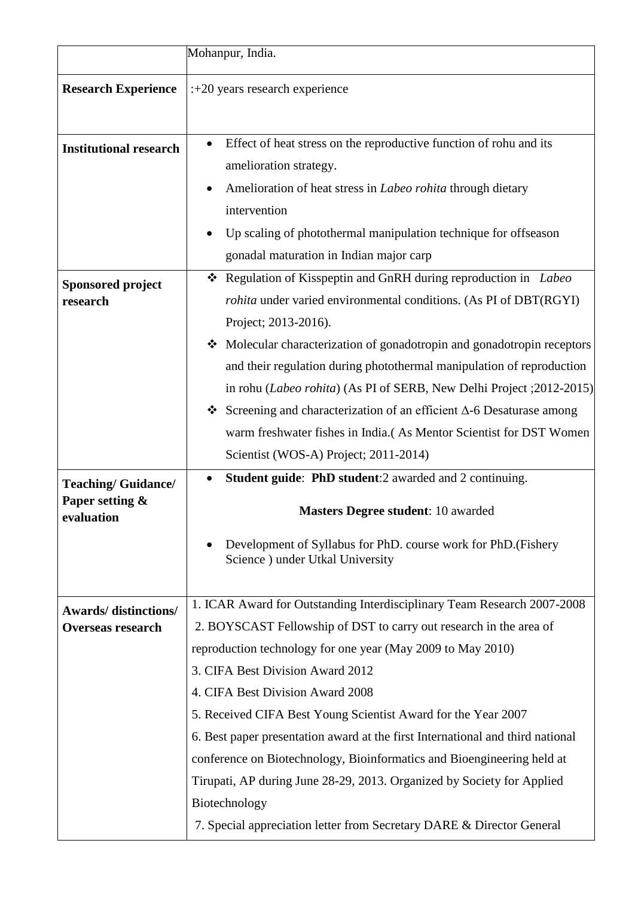| | |
|---|---|
| | Mohanpur, India. |
| **Research Experience** | :+20 years research experience |
| **Institutional research** | • Effect of heat stress on the reproductive function of rohu and its amelioration strategy.<br>• Amelioration of heat stress in *Labeo rohita* through dietary intervention<br>• Up scaling of photothermal manipulation technique for offseason gonadal maturation in Indian major carp |
| **Sponsored project research** | ❖ Regulation of Kisspeptin and GnRH during reproduction in *Labeo rohita* under varied environmental conditions. (As PI of DBT(RGYI) Project; 2013-2016).<br>❖ Molecular characterization of gonadotropin and gonadotropin receptors and their regulation during photothermal manipulation of reproduction in rohu (*Labeo rohita*) (As PI of SERB, New Delhi Project ;2012-2015)<br>❖ Screening and characterization of an efficient $\Delta$-6 Desaturase among warm freshwater fishes in India.( As Mentor Scientist for DST Women Scientist (WOS-A) Project; 2011-2014) |
| **Teaching/ Guidance/ Paper setting & evaluation** | • **Student guide**: **PhD student**:2 awarded and 2 continuing.<br>**Masters Degree student**: 10 awarded<br>• Development of Syllabus for PhD. course work for PhD.(Fishery Science ) under Utkal University |
| **Awards/ distinctions/ Overseas research** | 1. ICAR Award for Outstanding Interdisciplinary Team Research 2007-2008<br>2. BOYSCAST Fellowship of DST to carry out research in the area of reproduction technology for one year (May 2009 to May 2010)<br>3. CIFA Best Division Award 2012<br>4. CIFA Best Division Award 2008<br>5. Received CIFA Best Young Scientist Award for the Year 2007<br>6. Best paper presentation award at the first International and third national conference on Biotechnology, Bioinformatics and Bioengineering held at Tirupati, AP during June 28-29, 2013. Organized by Society for Applied Biotechnology<br>7. Special appreciation letter from Secretary DARE & Director General |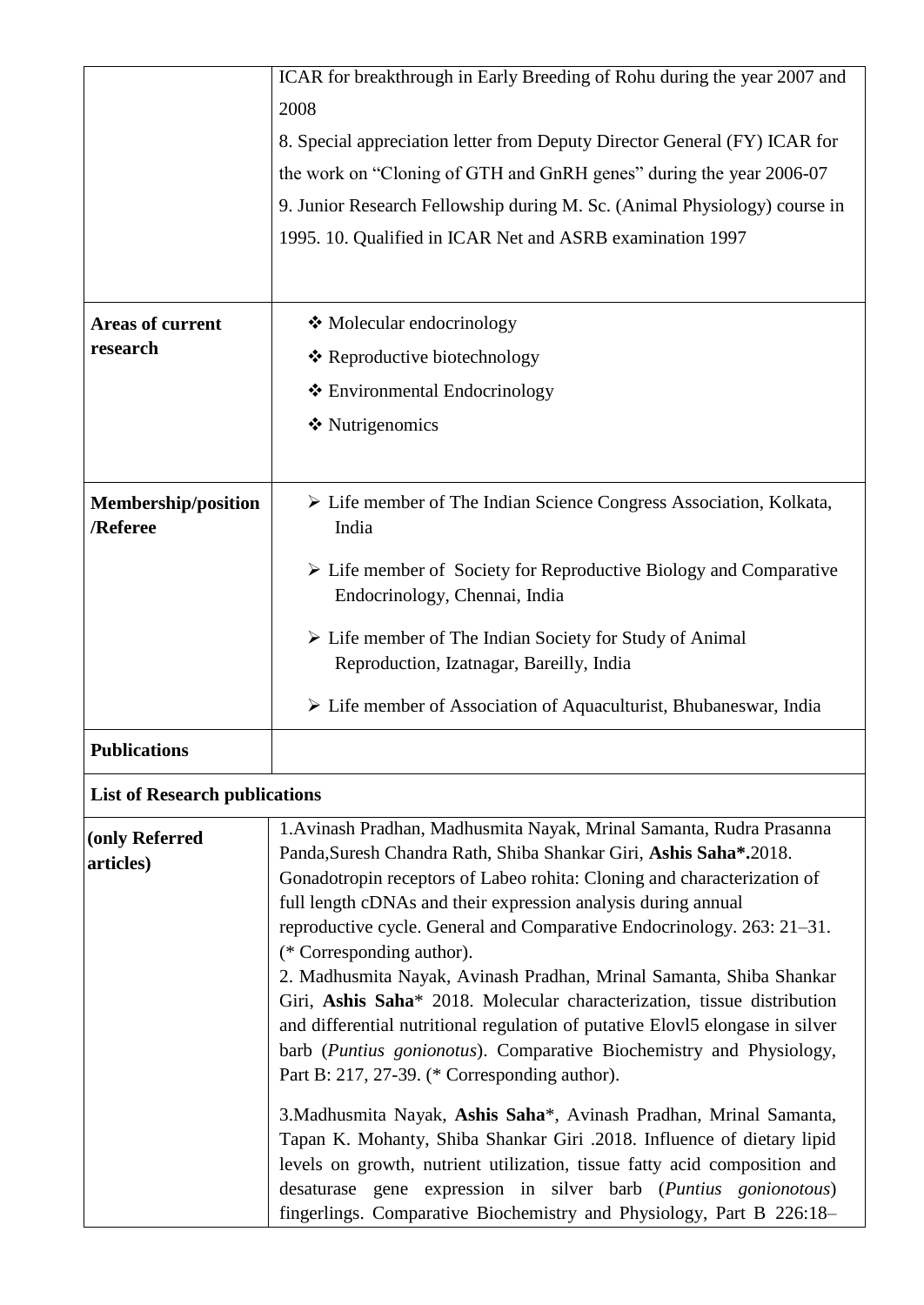| | |
|---|---|
| | ICAR for breakthrough in Early Breeding of Rohu during the year 2007 and 2008<br>8. Special appreciation letter from Deputy Director General (FY) ICAR for the work on "Cloning of GTH and GnRH genes" during the year 2006-07<br>9. Junior Research Fellowship during M. Sc. (Animal Physiology) course in 1995. 10. Qualified in ICAR Net and ASRB examination 1997 |
| **Areas of current research** | ❖ Molecular endocrinology<br>❖ Reproductive biotechnology<br>❖ Environmental Endocrinology<br>❖ Nutrigenomics |
| **Membership/position /Referee** | ➢ Life member of The Indian Science Congress Association, Kolkata, India<br>➢ Life member of Society for Reproductive Biology and Comparative Endocrinology, Chennai, India<br>➢ Life member of The Indian Society for Study of Animal Reproduction, Izatnagar, Bareilly, India<br>➢ Life member of Association of Aquaculturist, Bhubaneswar, India |
| **Publications** | |
| **List of Research publications** | |
| **(only Referred articles)** | 1.Avinash Pradhan, Madhusmita Nayak, Mrinal Samanta, Rudra Prasanna Panda,Suresh Chandra Rath, Shiba Shankar Giri, **Ashis Saha*.**2018. Gonadotropin receptors of Labeo rohita: Cloning and characterization of full length cDNAs and their expression analysis during annual reproductive cycle. General and Comparative Endocrinology. 263: 21–31. (* Corresponding author).<br>2. Madhusmita Nayak, Avinash Pradhan, Mrinal Samanta, Shiba Shankar Giri, **Ashis Saha*** 2018. Molecular characterization, tissue distribution and differential nutritional regulation of putative Elovl5 elongase in silver barb (*Puntius gonionotus*). Comparative Biochemistry and Physiology, Part B: 217, 27-39. (* Corresponding author).<br>3.Madhusmita Nayak, **Ashis Saha***, Avinash Pradhan, Mrinal Samanta, Tapan K. Mohanty, Shiba Shankar Giri .2018. Influence of dietary lipid levels on growth, nutrient utilization, tissue fatty acid composition and desaturase gene expression in silver barb (*Puntius gonionotous*) fingerlings. Comparative Biochemistry and Physiology, Part B 226:18– |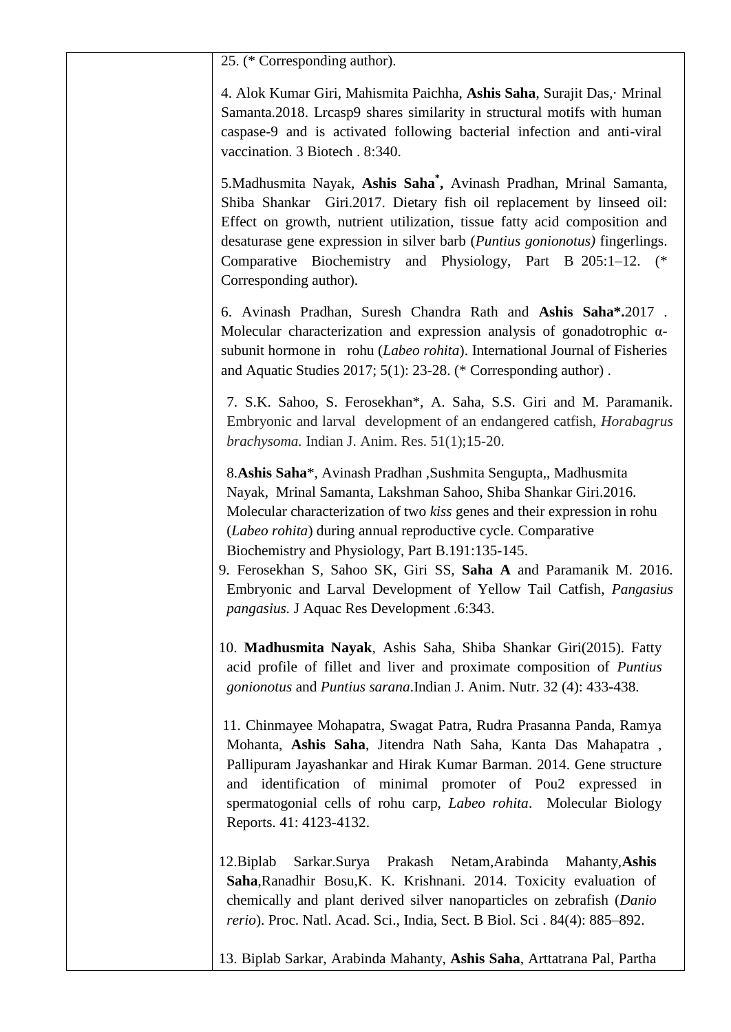25. (* Corresponding author).

4. Alok Kumar Giri, Mahismita Paichha, **Ashis Saha**, Surajit Das,· Mrinal Samanta.2018. Lrcasp9 shares similarity in structural motifs with human caspase-9 and is activated following bacterial infection and anti-viral vaccination. 3 Biotech . 8:340.

5.Madhusmita Nayak, **Ashis Saha*,** Avinash Pradhan, Mrinal Samanta, Shiba Shankar Giri.2017. Dietary fish oil replacement by linseed oil: Effect on growth, nutrient utilization, tissue fatty acid composition and desaturase gene expression in silver barb (*Puntius gonionotus)* fingerlings. Comparative Biochemistry and Physiology, Part B 205:1–12. (* Corresponding author).

6. Avinash Pradhan, Suresh Chandra Rath and **Ashis Saha*.**2017 . Molecular characterization and expression analysis of gonadotrophic α-subunit hormone in rohu (*Labeo rohita*). International Journal of Fisheries and Aquatic Studies 2017; 5(1): 23-28. (* Corresponding author) .

7. S.K. Sahoo, S. Ferosekhan*, A. Saha, S.S. Giri and M. Paramanik. Embryonic and larval development of an endangered catfish, *Horabagrus brachysoma.* Indian J. Anim. Res. 51(1);15-20.

8.**Ashis Saha***, Avinash Pradhan ,Sushmita Sengupta,, Madhusmita Nayak, Mrinal Samanta, Lakshman Sahoo, Shiba Shankar Giri.2016. Molecular characterization of two *kiss* genes and their expression in rohu (*Labeo rohita*) during annual reproductive cycle. Comparative Biochemistry and Physiology, Part B.191:135-145.

9. Ferosekhan S, Sahoo SK, Giri SS, **Saha A** and Paramanik M. 2016. Embryonic and Larval Development of Yellow Tail Catfish, *Pangasius pangasius.* J Aquac Res Development .6:343.

10. **Madhusmita Nayak**, Ashis Saha, Shiba Shankar Giri(2015). Fatty acid profile of fillet and liver and proximate composition of *Puntius gonionotus* and *Puntius sarana*.Indian J. Anim. Nutr. 32 (4): 433-438.

11. Chinmayee Mohapatra, Swagat Patra, Rudra Prasanna Panda, Ramya Mohanta, **Ashis Saha**, Jitendra Nath Saha, Kanta Das Mahapatra , Pallipuram Jayashankar and Hirak Kumar Barman. 2014. Gene structure and identification of minimal promoter of Pou2 expressed in spermatogonial cells of rohu carp, *Labeo rohita*. Molecular Biology Reports. 41: 4123-4132.

12.Biplab Sarkar.Surya Prakash Netam,Arabinda Mahanty,**Ashis Saha**,Ranadhir Bosu,K. K. Krishnani. 2014. Toxicity evaluation of chemically and plant derived silver nanoparticles on zebrafish (*Danio rerio*). Proc. Natl. Acad. Sci., India, Sect. B Biol. Sci . 84(4): 885–892.

13. Biplab Sarkar, Arabinda Mahanty, **Ashis Saha**, Arttatrana Pal, Partha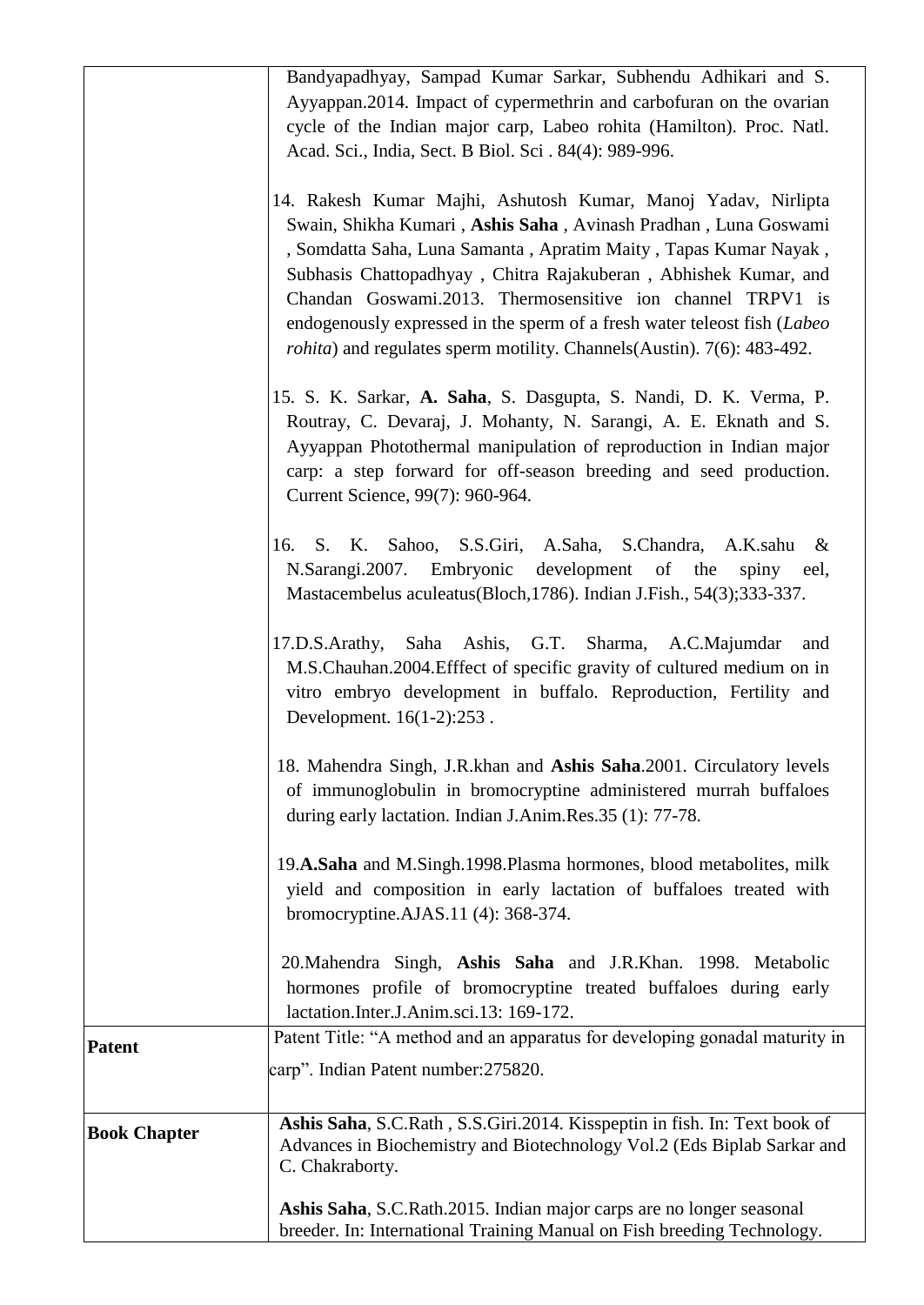| | |
|---|---|
| | Bandyapadhyay, Sampad Kumar Sarkar, Subhendu Adhikari and S. Ayyappan.2014. Impact of cypermethrin and carbofuran on the ovarian cycle of the Indian major carp, Labeo rohita (Hamilton). Proc. Natl. Acad. Sci., India, Sect. B Biol. Sci . 84(4): 989-996.<br><br>14. Rakesh Kumar Majhi, Ashutosh Kumar, Manoj Yadav, Nirlipta Swain, Shikha Kumari , **Ashis Saha** , Avinash Pradhan , Luna Goswami , Somdatta Saha, Luna Samanta , Apratim Maity , Tapas Kumar Nayak , Subhasis Chattopadhyay , Chitra Rajakuberan , Abhishek Kumar, and Chandan Goswami.2013. Thermosensitive ion channel TRPV1 is endogenously expressed in the sperm of a fresh water teleost fish (*Labeo rohita*) and regulates sperm motility. Channels(Austin). 7(6): 483-492.<br><br>15. S. K. Sarkar, **A. Saha**, S. Dasgupta, S. Nandi, D. K. Verma, P. Routray, C. Devaraj, J. Mohanty, N. Sarangi, A. E. Eknath and S. Ayyappan Photothermal manipulation of reproduction in Indian major carp: a step forward for off-season breeding and seed production. Current Science, 99(7): 960-964.<br><br>16. S. K. Sahoo, S.S.Giri, A.Saha, S.Chandra, A.K.sahu & N.Sarangi.2007. Embryonic development of the spiny eel, Mastacembelus aculeatus(Bloch,1786). Indian J.Fish., 54(3);333-337.<br><br>17.D.S.Arathy, Saha Ashis, G.T. Sharma, A.C.Majumdar and M.S.Chauhan.2004.Efffect of specific gravity of cultured medium on in vitro embryo development in buffalo. Reproduction, Fertility and Development. 16(1-2):253 .<br><br>18. Mahendra Singh, J.R.khan and **Ashis Saha**.2001. Circulatory levels of immunoglobulin in bromocryptine administered murrah buffaloes during early lactation. Indian J.Anim.Res.35 (1): 77-78.<br><br>19.**A.Saha** and M.Singh.1998.Plasma hormones, blood metabolites, milk yield and composition in early lactation of buffaloes treated with bromocryptine.AJAS.11 (4): 368-374.<br><br>20.Mahendra Singh, **Ashis Saha** and J.R.Khan. 1998. Metabolic hormones profile of bromocryptine treated buffaloes during early lactation.Inter.J.Anim.sci.13: 169-172. |
| **Patent** | Patent Title: "A method and an apparatus for developing gonadal maturity in carp". Indian Patent number:275820. |
| **Book Chapter** | **Ashis Saha**, S.C.Rath , S.S.Giri.2014. Kisspeptin in fish. In: Text book of Advances in Biochemistry and Biotechnology Vol.2 (Eds Biplab Sarkar and C. Chakraborty.<br><br>**Ashis Saha**, S.C.Rath.2015. Indian major carps are no longer seasonal breeder. In: International Training Manual on Fish breeding Technology. |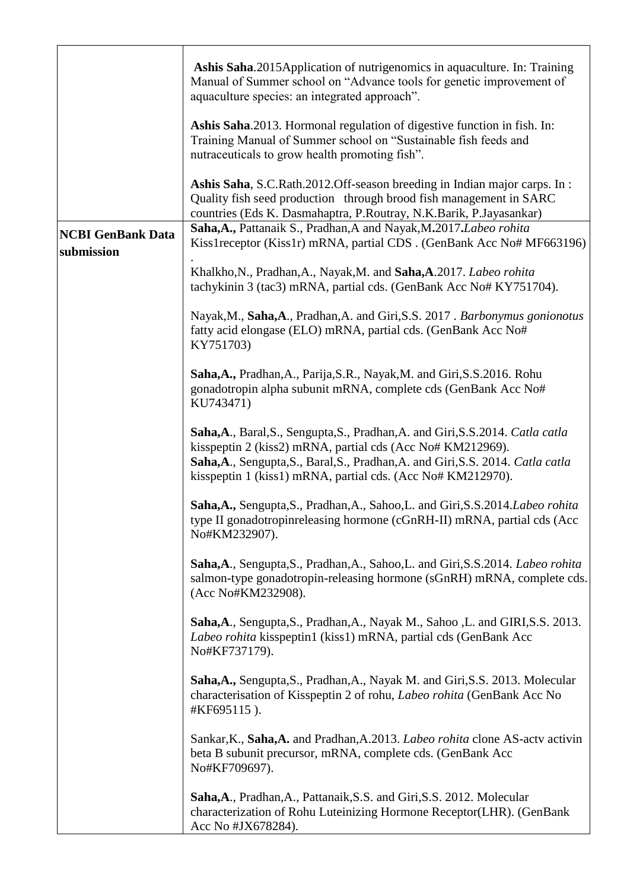| | |
|---|---|
| | **Ashis Saha**.2015Application of nutrigenomics in aquaculture. In: Training Manual of Summer school on "Advance tools for genetic improvement of aquaculture species: an integrated approach".<br><br>**Ashis Saha**.2013. Hormonal regulation of digestive function in fish. In: Training Manual of Summer school on "Sustainable fish feeds and nutraceuticals to grow health promoting fish".<br><br>**Ashis Saha**, S.C.Rath.2012.Off-season breeding in Indian major carps. In : Quality fish seed production through brood fish management in SARC countries (Eds K. Dasmahaptra, P.Routray, N.K.Barik, P.Jayasankar) |
| **NCBI GenBank Data submission** | **Saha,A.,** Pattanaik S., Pradhan,A and Nayak,M.2017.*Labeo rohita* Kiss1receptor (Kiss1r) mRNA, partial CDS . (GenBank Acc No# MF663196)<br>.<br>Khalkho,N., Pradhan,A., Nayak,M. and **Saha,A**.2017. *Labeo rohita* tachykinin 3 (tac3) mRNA, partial cds. (GenBank Acc No# KY751704).<br><br>Nayak,M., **Saha,A**., Pradhan,A. and Giri,S.S. 2017 . *Barbonymus gonionotus* fatty acid elongase (ELO) mRNA, partial cds. (GenBank Acc No# KY751703)<br><br>**Saha,A.,** Pradhan,A., Parija,S.R., Nayak,M. and Giri,S.S.2016. Rohu gonadotropin alpha subunit mRNA, complete cds (GenBank Acc No# KU743471)<br><br>**Saha,A**., Baral,S., Sengupta,S., Pradhan,A. and Giri,S.S.2014. *Catla catla* kisspeptin 2 (kiss2) mRNA, partial cds (Acc No# KM212969).<br>**Saha,A**., Sengupta,S., Baral,S., Pradhan,A. and Giri,S.S. 2014. *Catla catla* kisspeptin 1 (kiss1) mRNA, partial cds. (Acc No# KM212970).<br><br>**Saha,A.,** Sengupta,S., Pradhan,A., Sahoo,L. and Giri,S.S.2014.*Labeo rohita* type II gonadotropinreleasing hormone (cGnRH-II) mRNA, partial cds (Acc No#KM232907).<br><br>**Saha,A**., Sengupta,S., Pradhan,A., Sahoo,L. and Giri,S.S.2014. *Labeo rohita* salmon-type gonadotropin-releasing hormone (sGnRH) mRNA, complete cds. (Acc No#KM232908).<br><br>**Saha,A**., Sengupta,S., Pradhan,A., Nayak M., Sahoo ,L. and GIRI,S.S. 2013. *Labeo rohita* kisspeptin1 (kiss1) mRNA, partial cds (GenBank Acc No#KF737179).<br><br>**Saha,A.,** Sengupta,S., Pradhan,A., Nayak M. and Giri,S.S. 2013. Molecular characterisation of Kisspeptin 2 of rohu, *Labeo rohita* (GenBank Acc No #KF695115 ).<br><br>Sankar,K., **Saha,A.** and Pradhan,A.2013. *Labeo rohita* clone AS-actv activin beta B subunit precursor, mRNA, complete cds. (GenBank Acc No#KF709697).<br><br>**Saha,A**., Pradhan,A., Pattanaik,S.S. and Giri,S.S. 2012. Molecular characterization of Rohu Luteinizing Hormone Receptor(LHR). (GenBank Acc No #JX678284). |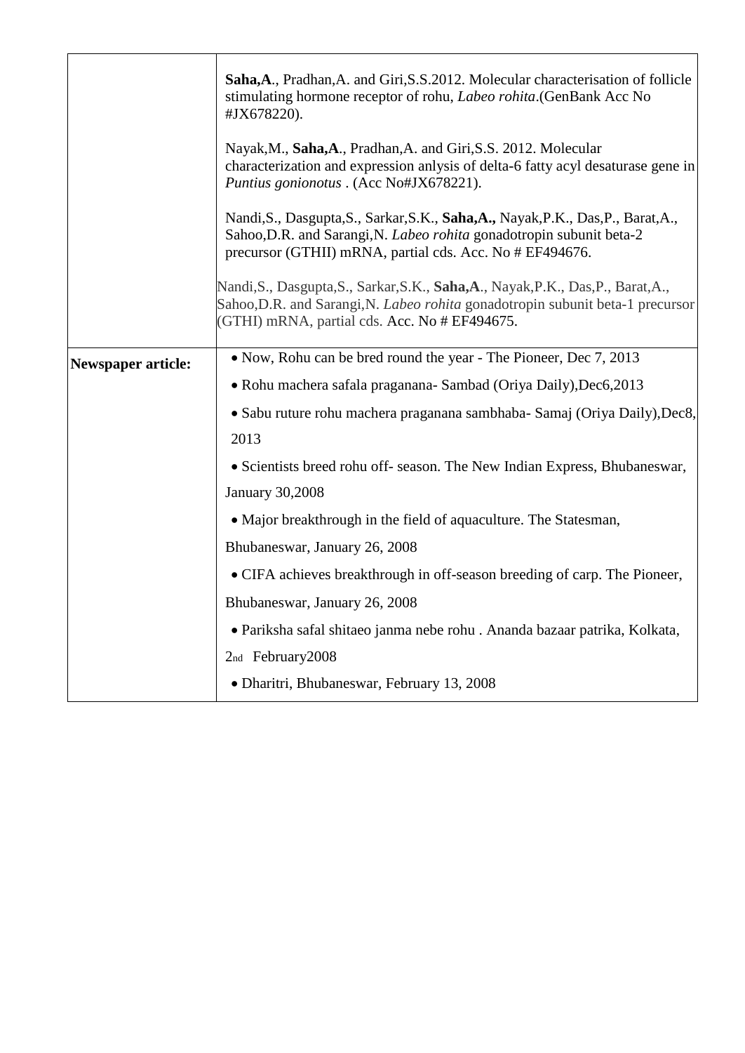| | |
|---|---|
| | **Saha,A**., Pradhan,A. and Giri,S.S.2012. Molecular characterisation of follicle stimulating hormone receptor of rohu, *Labeo rohita*.(GenBank Acc No #JX678220).<br><br>Nayak,M., **Saha,A**., Pradhan,A. and Giri,S.S. 2012. Molecular characterization and expression anlysis of delta-6 fatty acyl desaturase gene in *Puntius gonionotus* . (Acc No#JX678221).<br><br>Nandi,S., Dasgupta,S., Sarkar,S.K., **Saha,A.,** Nayak,P.K., Das,P., Barat,A., Sahoo,D.R. and Sarangi,N. *Labeo rohita* gonadotropin subunit beta-2 precursor (GTHII) mRNA, partial cds. Acc. No # EF494676.<br><br>Nandi,S., Dasgupta,S., Sarkar,S.K., **Saha,A**., Nayak,P.K., Das,P., Barat,A., Sahoo,D.R. and Sarangi,N. *Labeo rohita* gonadotropin subunit beta-1 precursor (GTHI) mRNA, partial cds. Acc. No # EF494675. |
| **Newspaper article:** | • Now, Rohu can be bred round the year - The Pioneer, Dec 7, 2013<br>• Rohu machera safala praganana- Sambad (Oriya Daily),Dec6,2013<br>• Sabu ruture rohu machera praganana sambhaba- Samaj (Oriya Daily),Dec8, 2013<br>• Scientists breed rohu off- season. The New Indian Express, Bhubaneswar, January 30,2008<br>• Major breakthrough in the field of aquaculture. The Statesman, Bhubaneswar, January 26, 2008<br>• CIFA achieves breakthrough in off-season breeding of carp. The Pioneer, Bhubaneswar, January 26, 2008<br>• Pariksha safal shitaeo janma nebe rohu . Ananda bazaar patrika, Kolkata, 2nd February2008<br>• Dharitri, Bhubaneswar, February 13, 2008 |